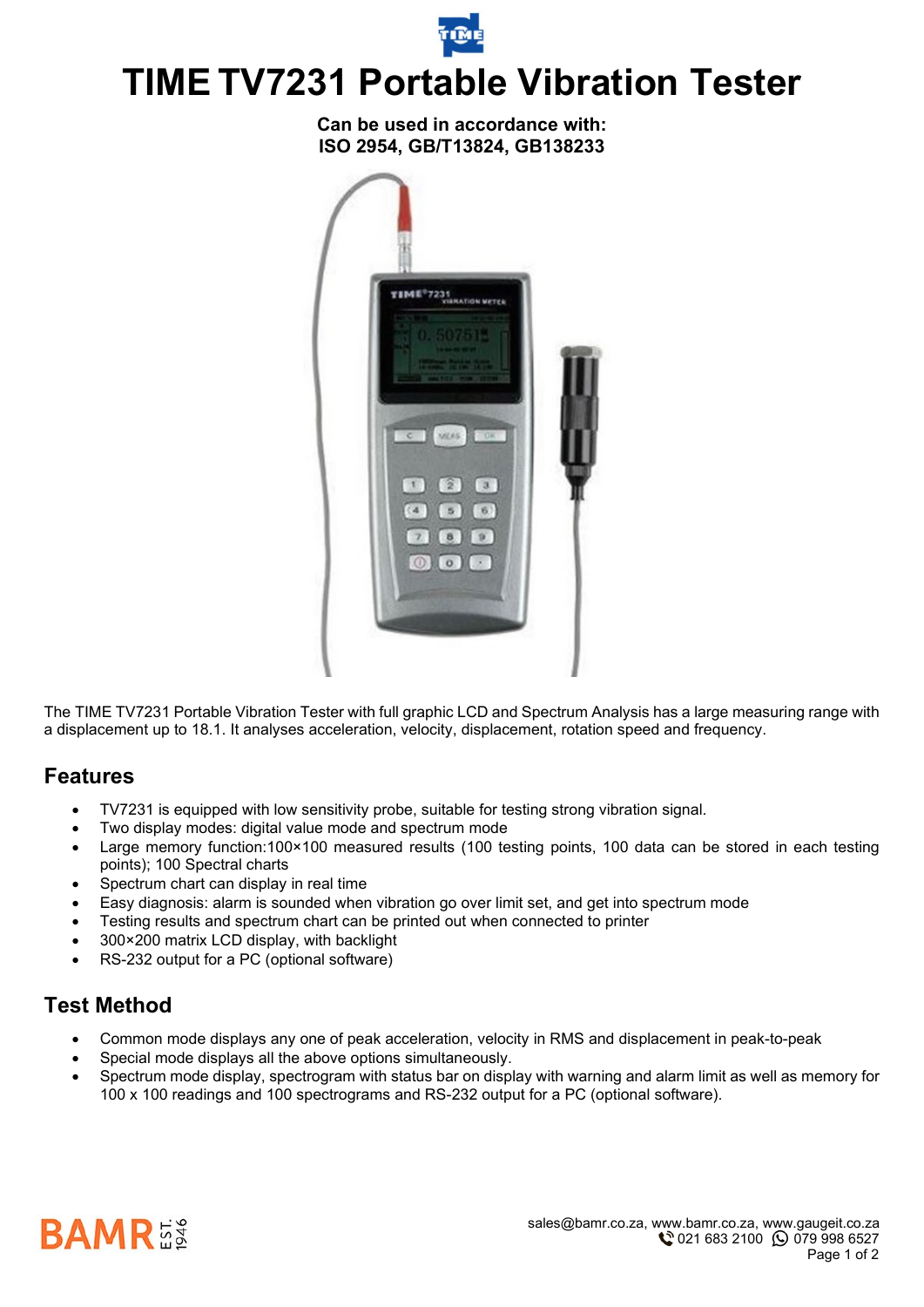# TIME TV7231 Portable Vibration Tester

**Can be used in accordance with:**
**ISO 2954, GB/T13824, GB138233**

The TIME TV7231 Portable Vibration Tester with full graphic LCD and Spectrum Analysis has a large measuring range with a displacement up to 18.1. It analyses acceleration, velocity, displacement, rotation speed and frequency.

## Features

- TV7231 is equipped with low sensitivity probe, suitable for testing strong vibration signal.
- Two display modes: digital value mode and spectrum mode
- Large memory function:100×100 measured results (100 testing points, 100 data can be stored in each testing points); 100 Spectral charts
- Spectrum chart can display in real time
- Easy diagnosis: alarm is sounded when vibration go over limit set, and get into spectrum mode
- Testing results and spectrum chart can be printed out when connected to printer
- 300×200 matrix LCD display, with backlight
- RS-232 output for a PC (optional software)

## Test Method

- Common mode displays any one of peak acceleration, velocity in RMS and displacement in peak-to-peak
- Special mode displays all the above options simultaneously.
- Spectrum mode display, spectrogram with status bar on display with warning and alarm limit as well as memory for 100 x 100 readings and 100 spectrograms and RS-232 output for a PC (optional software).

BAMR EST. 1946

sales@bamr.co.za, www.bamr.co.za, www.gaugeit.co.za
021 683 2100 079 998 6527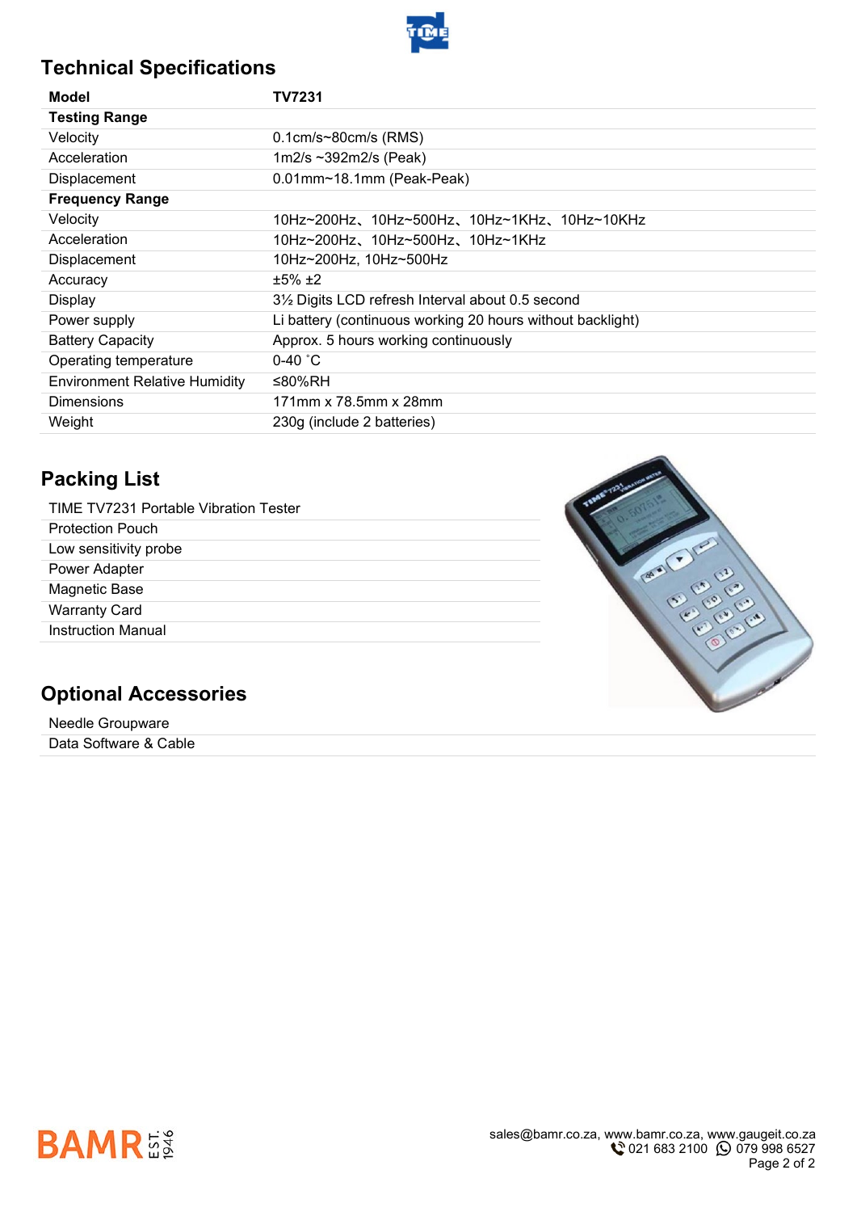## Technical Specifications

| Model | TV7231 |
|---|---|
| **Testing Range** | |
| Velocity | 0.1cm/s~80cm/s (RMS) |
| Acceleration | 1m2/s ~392m2/s (Peak) |
| Displacement | 0.01mm~18.1mm (Peak-Peak) |
| **Frequency Range** | |
| Velocity | 10Hz~200Hz、10Hz~500Hz、10Hz~1KHz、10Hz~10KHz |
| Acceleration | 10Hz~200Hz、10Hz~500Hz、10Hz~1KHz |
| Displacement | 10Hz~200Hz, 10Hz~500Hz |
| Accuracy | ±5% ±2 |
| Display | 3½ Digits LCD refresh Interval about 0.5 second |
| Power supply | Li battery (continuous working 20 hours without backlight) |
| Battery Capacity | Approx. 5 hours working continuously |
| Operating temperature | 0-40 ˚C |
| Environment Relative Humidity | ≤80%RH |
| Dimensions | 171mm x 78.5mm x 28mm |
| Weight | 230g (include 2 batteries) |

## Packing List

- TIME TV7231 Portable Vibration Tester
- Protection Pouch
- Low sensitivity probe
- Power Adapter
- Magnetic Base
- Warranty Card
- Instruction Manual

## Optional Accessories

- Needle Groupware
- Data Software & Cable

sales@bamr.co.za, www.bamr.co.za, www.gaugeit.co.za
021 683 2100 079 998 6527